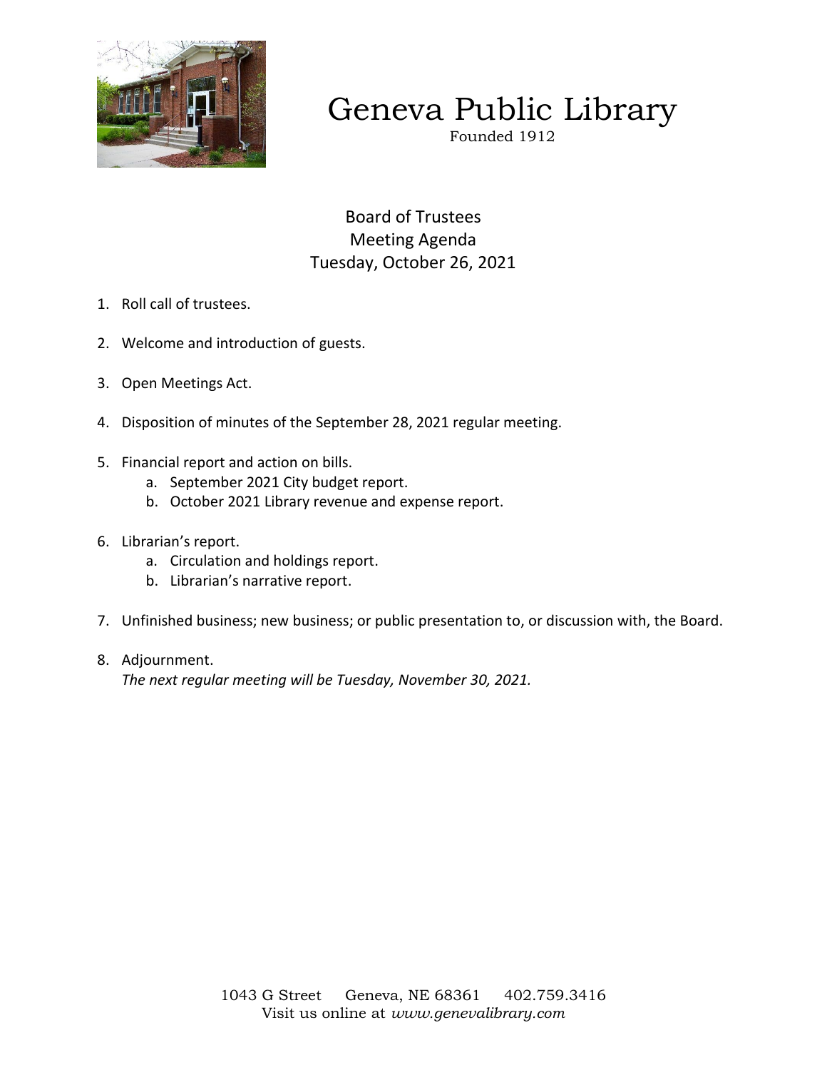# Geneva Public Library

Founded 1912

## Board of Trustees
## Meeting Agenda
## Tuesday, October 26, 2021

1. Roll call of trustees.
2. Welcome and introduction of guests.
3. Open Meetings Act.
4. Disposition of minutes of the September 28, 2021 regular meeting.
5. Financial report and action on bills.
   a. September 2021 City budget report.
   b. October 2021 Library revenue and expense report.
6. Librarian's report.
   a. Circulation and holdings report.
   b. Librarian's narrative report.
7. Unfinished business; new business; or public presentation to, or discussion with, the Board.
8. Adjournment.
   *The next regular meeting will be Tuesday, November 30, 2021.*

1043 G Street Geneva, NE 68361 402.759.3416
Visit us online at *www.genevalibrary.com*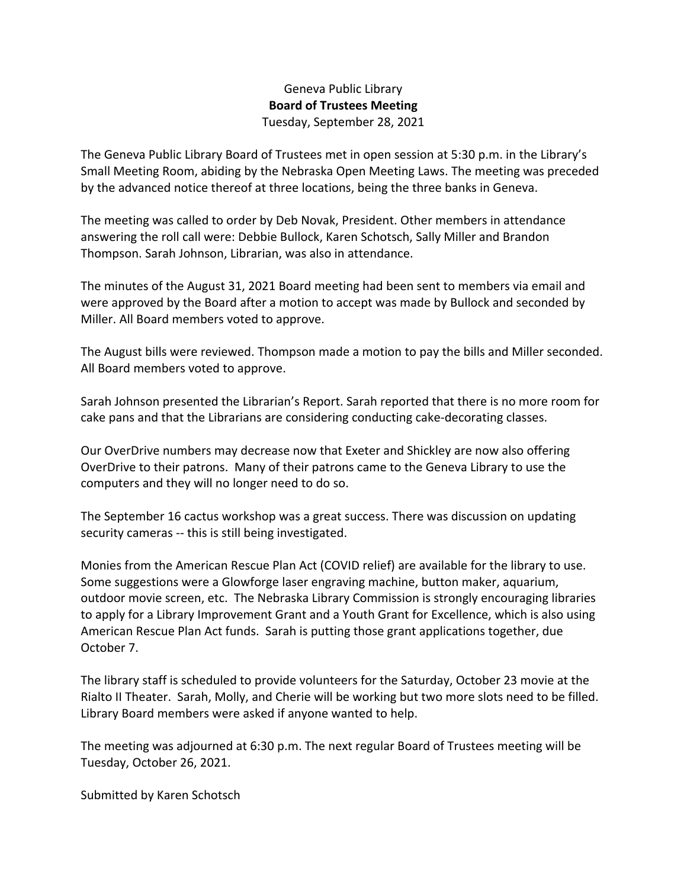Geneva Public Library

**Board of Trustees Meeting**

Tuesday, September 28, 2021

The Geneva Public Library Board of Trustees met in open session at 5:30 p.m. in the Library's Small Meeting Room, abiding by the Nebraska Open Meeting Laws. The meeting was preceded by the advanced notice thereof at three locations, being the three banks in Geneva.

The meeting was called to order by Deb Novak, President. Other members in attendance answering the roll call were: Debbie Bullock, Karen Schotsch, Sally Miller and Brandon Thompson. Sarah Johnson, Librarian, was also in attendance.

The minutes of the August 31, 2021 Board meeting had been sent to members via email and were approved by the Board after a motion to accept was made by Bullock and seconded by Miller. All Board members voted to approve.

The August bills were reviewed. Thompson made a motion to pay the bills and Miller seconded. All Board members voted to approve.

Sarah Johnson presented the Librarian's Report. Sarah reported that there is no more room for cake pans and that the Librarians are considering conducting cake-decorating classes.

Our OverDrive numbers may decrease now that Exeter and Shickley are now also offering OverDrive to their patrons. Many of their patrons came to the Geneva Library to use the computers and they will no longer need to do so.

The September 16 cactus workshop was a great success. There was discussion on updating security cameras -- this is still being investigated.

Monies from the American Rescue Plan Act (COVID relief) are available for the library to use. Some suggestions were a Glowforge laser engraving machine, button maker, aquarium, outdoor movie screen, etc. The Nebraska Library Commission is strongly encouraging libraries to apply for a Library Improvement Grant and a Youth Grant for Excellence, which is also using American Rescue Plan Act funds. Sarah is putting those grant applications together, due October 7.

The library staff is scheduled to provide volunteers for the Saturday, October 23 movie at the Rialto II Theater. Sarah, Molly, and Cherie will be working but two more slots need to be filled. Library Board members were asked if anyone wanted to help.

The meeting was adjourned at 6:30 p.m. The next regular Board of Trustees meeting will be Tuesday, October 26, 2021.

Submitted by Karen Schotsch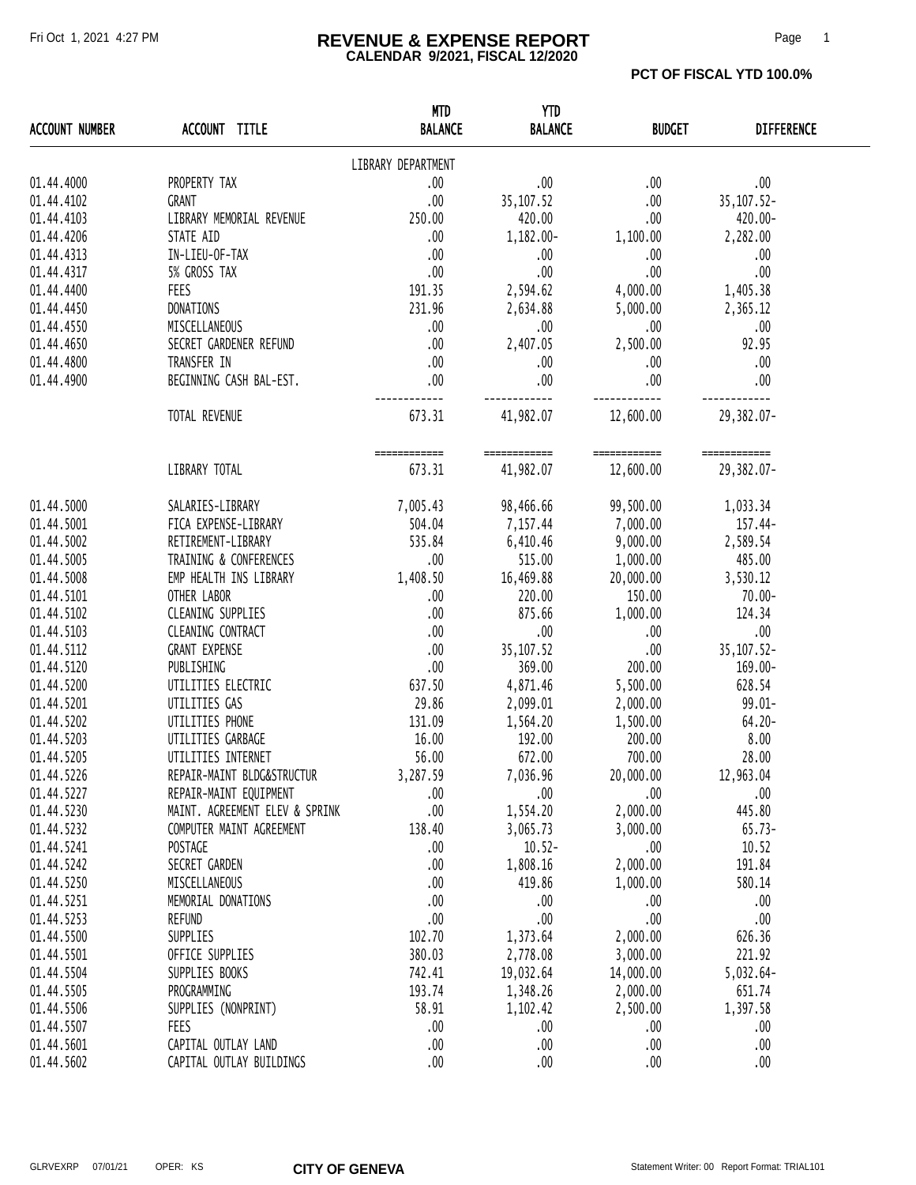# REVENUE & EXPENSE REPORT

**CALENDAR 9/2021, FISCAL 12/2020**

**PCT OF FISCAL YTD 100.0%**

| ACCOUNT NUMBER | ACCOUNT TITLE | MTD BALANCE | YTD BALANCE | BUDGET | DIFFERENCE |
|---|---|---|---|---|---|
| | | LIBRARY DEPARTMENT | | | |
| 01.44.4000 | PROPERTY TAX | .00 | .00 | .00 | .00 |
| 01.44.4102 | GRANT | .00 | 35,107.52 | .00 | 35,107.52- |
| 01.44.4103 | LIBRARY MEMORIAL REVENUE | 250.00 | 420.00 | .00 | 420.00- |
| 01.44.4206 | STATE AID | .00 | 1,182.00- | 1,100.00 | 2,282.00 |
| 01.44.4313 | IN-LIEU-OF-TAX | .00 | .00 | .00 | .00 |
| 01.44.4317 | 5% GROSS TAX | .00 | .00 | .00 | .00 |
| 01.44.4400 | FEES | 191.35 | 2,594.62 | 4,000.00 | 1,405.38 |
| 01.44.4450 | DONATIONS | 231.96 | 2,634.88 | 5,000.00 | 2,365.12 |
| 01.44.4550 | MISCELLANEOUS | .00 | .00 | .00 | .00 |
| 01.44.4650 | SECRET GARDENER REFUND | .00 | 2,407.05 | 2,500.00 | 92.95 |
| 01.44.4800 | TRANSFER IN | .00 | .00 | .00 | .00 |
| 01.44.4900 | BEGINNING CASH BAL-EST. | .00 | .00 | .00 | .00 |
| | TOTAL REVENUE | 673.31 | 41,982.07 | 12,600.00 | 29,382.07- |
| | LIBRARY TOTAL | 673.31 | 41,982.07 | 12,600.00 | 29,382.07- |
| 01.44.5000 | SALARIES-LIBRARY | 7,005.43 | 98,466.66 | 99,500.00 | 1,033.34 |
| 01.44.5001 | FICA EXPENSE-LIBRARY | 504.04 | 7,157.44 | 7,000.00 | 157.44- |
| 01.44.5002 | RETIREMENT-LIBRARY | 535.84 | 6,410.46 | 9,000.00 | 2,589.54 |
| 01.44.5005 | TRAINING & CONFERENCES | .00 | 515.00 | 1,000.00 | 485.00 |
| 01.44.5008 | EMP HEALTH INS LIBRARY | 1,408.50 | 16,469.88 | 20,000.00 | 3,530.12 |
| 01.44.5101 | OTHER LABOR | .00 | 220.00 | 150.00 | 70.00- |
| 01.44.5102 | CLEANING SUPPLIES | .00 | 875.66 | 1,000.00 | 124.34 |
| 01.44.5103 | CLEANING CONTRACT | .00 | .00 | .00 | .00 |
| 01.44.5112 | GRANT EXPENSE | .00 | 35,107.52 | .00 | 35,107.52- |
| 01.44.5120 | PUBLISHING | .00 | 369.00 | 200.00 | 169.00- |
| 01.44.5200 | UTILITIES ELECTRIC | 637.50 | 4,871.46 | 5,500.00 | 628.54 |
| 01.44.5201 | UTILITIES GAS | 29.86 | 2,099.01 | 2,000.00 | 99.01- |
| 01.44.5202 | UTILITIES PHONE | 131.09 | 1,564.20 | 1,500.00 | 64.20- |
| 01.44.5203 | UTILITIES GARBAGE | 16.00 | 192.00 | 200.00 | 8.00 |
| 01.44.5205 | UTILITIES INTERNET | 56.00 | 672.00 | 700.00 | 28.00 |
| 01.44.5226 | REPAIR-MAINT BLDG&STRUCTUR | 3,287.59 | 7,036.96 | 20,000.00 | 12,963.04 |
| 01.44.5227 | REPAIR-MAINT EQUIPMENT | .00 | .00 | .00 | .00 |
| 01.44.5230 | MAINT. AGREEMENT ELEV & SPRINK | .00 | 1,554.20 | 2,000.00 | 445.80 |
| 01.44.5232 | COMPUTER MAINT AGREEMENT | 138.40 | 3,065.73 | 3,000.00 | 65.73- |
| 01.44.5241 | POSTAGE | .00 | 10.52- | .00 | 10.52 |
| 01.44.5242 | SECRET GARDEN | .00 | 1,808.16 | 2,000.00 | 191.84 |
| 01.44.5250 | MISCELLANEOUS | .00 | 419.86 | 1,000.00 | 580.14 |
| 01.44.5251 | MEMORIAL DONATIONS | .00 | .00 | .00 | .00 |
| 01.44.5253 | REFUND | .00 | .00 | .00 | .00 |
| 01.44.5500 | SUPPLIES | 102.70 | 1,373.64 | 2,000.00 | 626.36 |
| 01.44.5501 | OFFICE SUPPLIES | 380.03 | 2,778.08 | 3,000.00 | 221.92 |
| 01.44.5504 | SUPPLIES BOOKS | 742.41 | 19,032.64 | 14,000.00 | 5,032.64- |
| 01.44.5505 | PROGRAMMING | 193.74 | 1,348.26 | 2,000.00 | 651.74 |
| 01.44.5506 | SUPPLIES (NONPRINT) | 58.91 | 1,102.42 | 2,500.00 | 1,397.58 |
| 01.44.5507 | FEES | .00 | .00 | .00 | .00 |
| 01.44.5601 | CAPITAL OUTLAY LAND | .00 | .00 | .00 | .00 |
| 01.44.5602 | CAPITAL OUTLAY BUILDINGS | .00 | .00 | .00 | .00 |

GLRVEXRP 07/01/21 OPER: KS **CITY OF GENEVA** Statement Writer: 00 Report Format: TRIAL101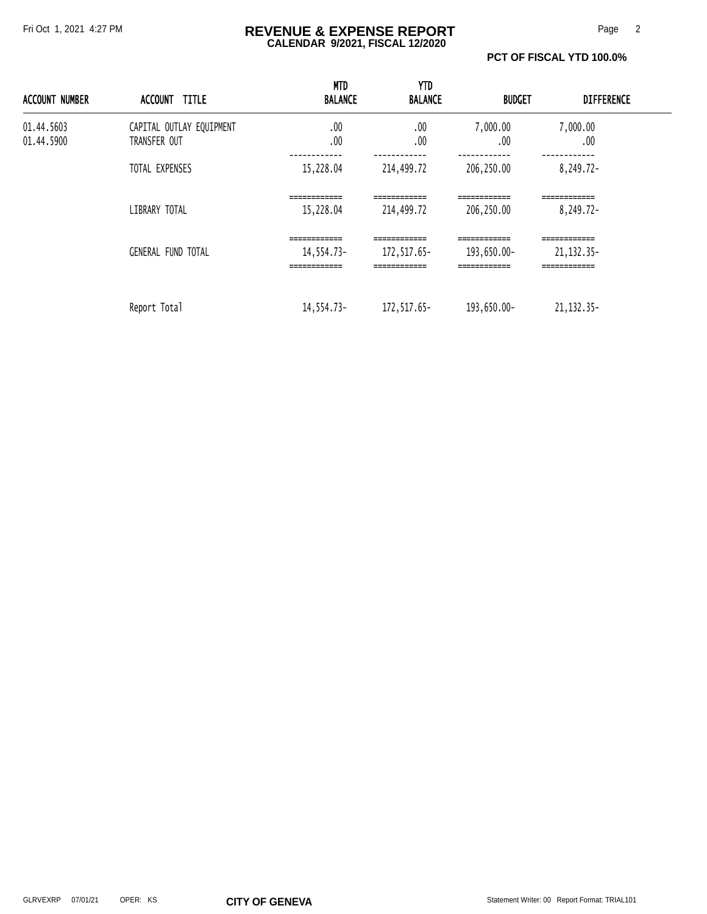# REVENUE & EXPENSE REPORT

**CALENDAR 9/2021, FISCAL 12/2020**

**PCT OF FISCAL YTD 100.0%**

| ACCOUNT NUMBER | ACCOUNT TITLE | MTD BALANCE | YTD BALANCE | BUDGET | DIFFERENCE |
|---|---|---|---|---|---|
| 01.44.5603 | CAPITAL OUTLAY EQUIPMENT | .00 | .00 | 7,000.00 | 7,000.00 |
| 01.44.5900 | TRANSFER OUT | .00 | .00 | .00 | .00 |
| | TOTAL EXPENSES | 15,228.04 | 214,499.72 | 206,250.00 | 8,249.72- |
| | LIBRARY TOTAL | 15,228.04 | 214,499.72 | 206,250.00 | 8,249.72- |
| | GENERAL FUND TOTAL | 14,554.73- | 172,517.65- | 193,650.00- | 21,132.35- |
| | Report Total | 14,554.73- | 172,517.65- | 193,650.00- | 21,132.35- |

GLRVEXRP 07/01/21 OPER: KS **CITY OF GENEVA** Statement Writer: 00 Report Format: TRIAL101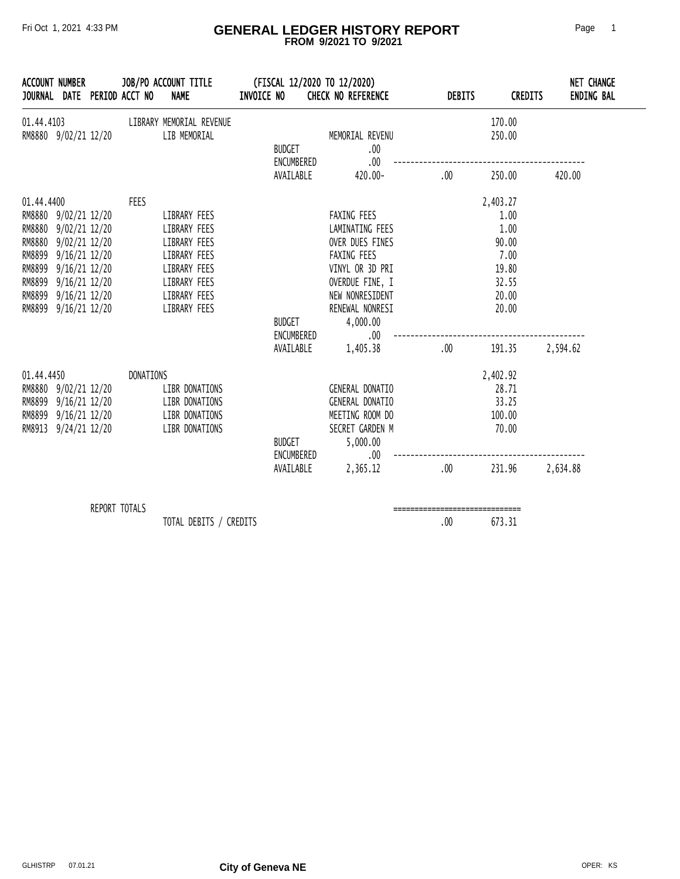# GENERAL LEDGER HISTORY REPORT

**FROM 9/2021 TO 9/2021**

Fri Oct 1, 2021 4:33 PM

| ACCOUNT NUMBER / JOURNAL | DATE | PERIOD | JOB/PO ACCT NO | ACCOUNT TITLE / NAME | INVOICE NO | CHECK NO REFERENCE | DEBITS | CREDITS | NET CHANGE / ENDING BAL |
|---|---|---|---|---|---|---|---|---|---|
| 01.44.4103 | | | | LIBRARY MEMORIAL REVENUE | | | | 170.00 | |
| RM8880 | 9/02/21 | 12/20 | | LIB MEMORIAL | | MEMORIAL REVENU | | 250.00 | |
| | | | | | BUDGET | .00 | | | |
| | | | | | ENCUMBERED | .00 | | | |
| | | | | | AVAILABLE | 420.00- | .00 | 250.00 | 420.00 |
| 01.44.4400 | | | FEES | | | | | 2,403.27 | |
| RM8880 | 9/02/21 | 12/20 | | LIBRARY FEES | | FAXING FEES | | 1.00 | |
| RM8880 | 9/02/21 | 12/20 | | LIBRARY FEES | | LAMINATING FEES | | 1.00 | |
| RM8880 | 9/02/21 | 12/20 | | LIBRARY FEES | | OVER DUES FINES | | 90.00 | |
| RM8899 | 9/16/21 | 12/20 | | LIBRARY FEES | | FAXING FEES | | 7.00 | |
| RM8899 | 9/16/21 | 12/20 | | LIBRARY FEES | | VINYL OR 3D PRI | | 19.80 | |
| RM8899 | 9/16/21 | 12/20 | | LIBRARY FEES | | OVERDUE FINE, I | | 32.55 | |
| RM8899 | 9/16/21 | 12/20 | | LIBRARY FEES | | NEW NONRESIDENT | | 20.00 | |
| RM8899 | 9/16/21 | 12/20 | | LIBRARY FEES | | RENEWAL NONRESI | | 20.00 | |
| | | | | | BUDGET | 4,000.00 | | | |
| | | | | | ENCUMBERED | .00 | | | |
| | | | | | AVAILABLE | 1,405.38 | .00 | 191.35 | 2,594.62 |
| 01.44.4450 | | | DONATIONS | | | | | 2,402.92 | |
| RM8880 | 9/02/21 | 12/20 | | LIBR DONATIONS | | GENERAL DONATIO | | 28.71 | |
| RM8899 | 9/16/21 | 12/20 | | LIBR DONATIONS | | GENERAL DONATIO | | 33.25 | |
| RM8899 | 9/16/21 | 12/20 | | LIBR DONATIONS | | MEETING ROOM DO | | 100.00 | |
| RM8913 | 9/24/21 | 12/20 | | LIBR DONATIONS | | SECRET GARDEN M | | 70.00 | |
| | | | | | BUDGET | 5,000.00 | | | |
| | | | | | ENCUMBERED | .00 | | | |
| | | | | | AVAILABLE | 2,365.12 | .00 | 231.96 | 2,634.88 |

(FISCAL 12/2020 TO 12/2020)

REPORT TOTALS

| | DEBITS | CREDITS |
|---|---|---|
| TOTAL DEBITS / CREDITS | .00 | 673.31 |

City of Geneva NE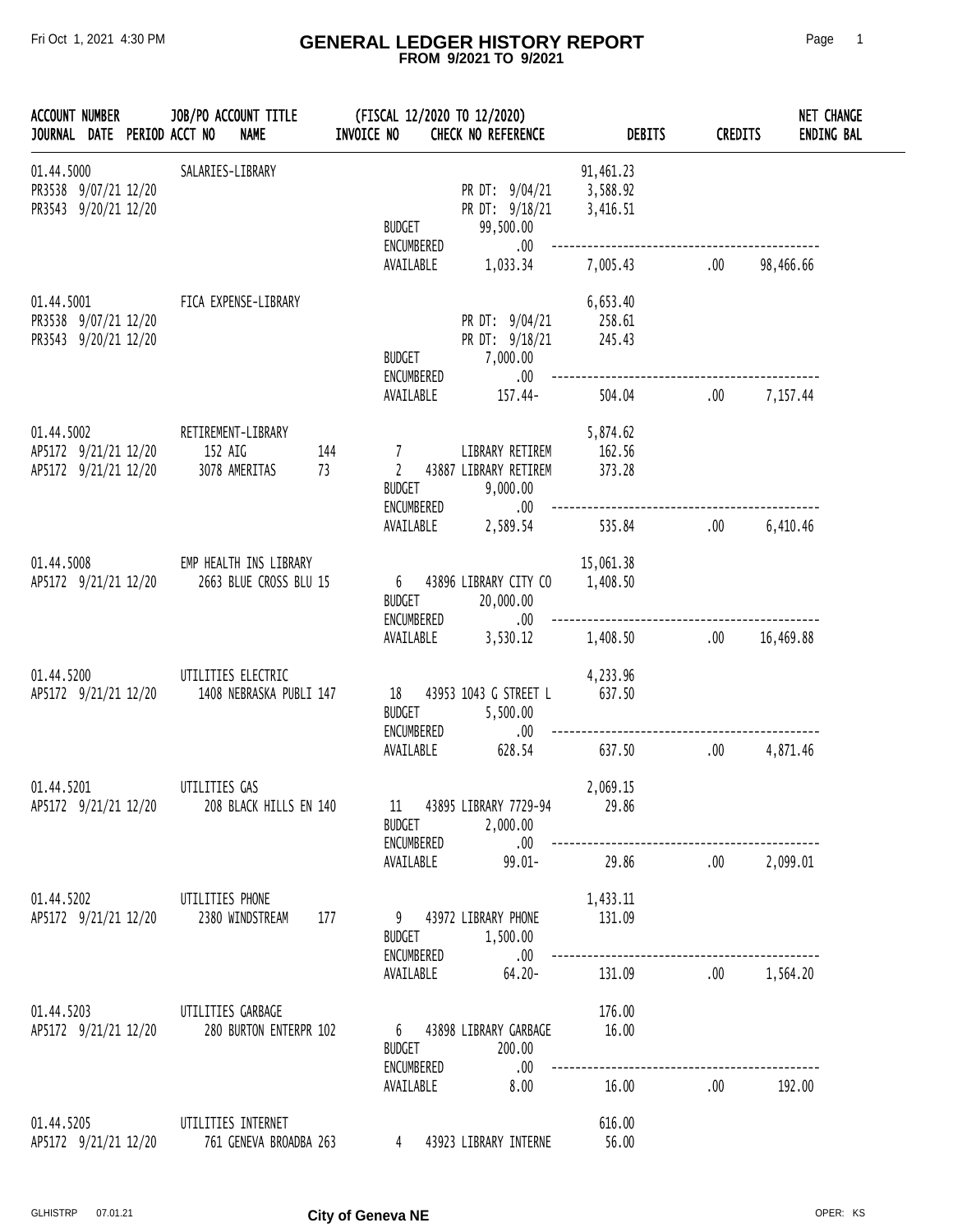# GENERAL LEDGER HISTORY REPORT

**FROM 9/2021 TO 9/2021**

| ACCOUNT NUMBER / JOURNAL DATE PERIOD | JOB/PO ACCT NO | ACCOUNT TITLE / NAME | INVOICE NO | (FISCAL 12/2020 TO 12/2020) CHECK NO REFERENCE | DEBITS | CREDITS | NET CHANGE / ENDING BAL |
|---|---|---|---|---|---|---|---|
| 01.44.5000 | | SALARIES-LIBRARY | | | 91,461.23 | | |
| PR3538 9/07/21 12/20 | | | | PR DT: 9/04/21 | 3,588.92 | | |
| PR3543 9/20/21 12/20 | | | | PR DT: 9/18/21 | 3,416.51 | | |
| | | | BUDGET | 99,500.00 | | | |
| | | | ENCUMBERED | .00 | | | |
| | | | AVAILABLE | 1,033.34 | 7,005.43 | .00 | 98,466.66 |
| 01.44.5001 | | FICA EXPENSE-LIBRARY | | | 6,653.40 | | |
| PR3538 9/07/21 12/20 | | | | PR DT: 9/04/21 | 258.61 | | |
| PR3543 9/20/21 12/20 | | | | PR DT: 9/18/21 | 245.43 | | |
| | | | BUDGET | 7,000.00 | | | |
| | | | ENCUMBERED | .00 | | | |
| | | | AVAILABLE | 157.44- | 504.04 | .00 | 7,157.44 |
| 01.44.5002 | | RETIREMENT-LIBRARY | | | 5,874.62 | | |
| AP5172 9/21/21 12/20 | 152 | AIG 144 | 7 | LIBRARY RETIREM | 162.56 | | |
| AP5172 9/21/21 12/20 | 3078 | AMERITAS 73 | 2 | 43887 LIBRARY RETIREM | 373.28 | | |
| | | | BUDGET | 9,000.00 | | | |
| | | | ENCUMBERED | .00 | | | |
| | | | AVAILABLE | 2,589.54 | 535.84 | .00 | 6,410.46 |
| 01.44.5008 | | EMP HEALTH INS LIBRARY | | | 15,061.38 | | |
| AP5172 9/21/21 12/20 | 2663 | BLUE CROSS BLU 15 | 6 | 43896 LIBRARY CITY CO | 1,408.50 | | |
| | | | BUDGET | 20,000.00 | | | |
| | | | ENCUMBERED | .00 | | | |
| | | | AVAILABLE | 3,530.12 | 1,408.50 | .00 | 16,469.88 |
| 01.44.5200 | | UTILITIES ELECTRIC | | | 4,233.96 | | |
| AP5172 9/21/21 12/20 | 1408 | NEBRASKA PUBLI 147 | 18 | 43953 1043 G STREET L | 637.50 | | |
| | | | BUDGET | 5,500.00 | | | |
| | | | ENCUMBERED | .00 | | | |
| | | | AVAILABLE | 628.54 | 637.50 | .00 | 4,871.46 |
| 01.44.5201 | | UTILITIES GAS | | | 2,069.15 | | |
| AP5172 9/21/21 12/20 | 208 | BLACK HILLS EN 140 | 11 | 43895 LIBRARY 7729-94 | 29.86 | | |
| | | | BUDGET | 2,000.00 | | | |
| | | | ENCUMBERED | .00 | | | |
| | | | AVAILABLE | 99.01- | 29.86 | .00 | 2,099.01 |
| 01.44.5202 | | UTILITIES PHONE | | | 1,433.11 | | |
| AP5172 9/21/21 12/20 | 2380 | WINDSTREAM 177 | 9 | 43972 LIBRARY PHONE | 131.09 | | |
| | | | BUDGET | 1,500.00 | | | |
| | | | ENCUMBERED | .00 | | | |
| | | | AVAILABLE | 64.20- | 131.09 | .00 | 1,564.20 |
| 01.44.5203 | | UTILITIES GARBAGE | | | 176.00 | | |
| AP5172 9/21/21 12/20 | 280 | BURTON ENTERPR 102 | 6 | 43898 LIBRARY GARBAGE | 16.00 | | |
| | | | BUDGET | 200.00 | | | |
| | | | ENCUMBERED | .00 | | | |
| | | | AVAILABLE | 8.00 | 16.00 | .00 | 192.00 |
| 01.44.5205 | | UTILITIES INTERNET | | | 616.00 | | |
| AP5172 9/21/21 12/20 | 761 | GENEVA BROADBA 263 | 4 | 43923 LIBRARY INTERNE | 56.00 | | |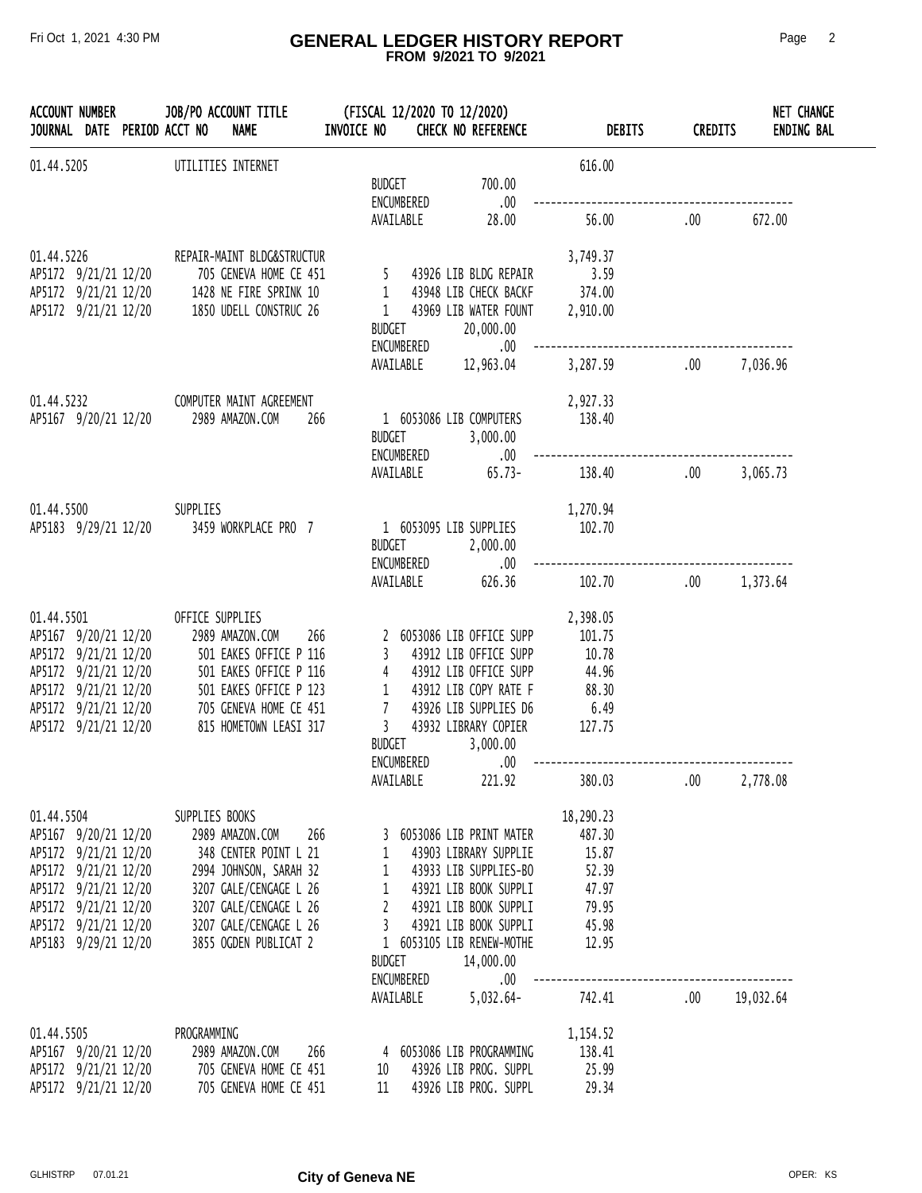# GENERAL LEDGER HISTORY REPORT

**FROM 9/2021 TO 9/2021**

| ACCOUNT NUMBER / JOURNAL | DATE | PERIOD | JOB/PO ACCOUNT TITLE / ACCT NO NAME | INVOICE NO | (FISCAL 12/2020 TO 12/2020) CHECK NO REFERENCE | DEBITS | CREDITS | NET CHANGE / ENDING BAL |
|---|---|---|---|---|---|---|---|---|
| 01.44.5205 | | | UTILITIES INTERNET | | | 616.00 | | |
| | | | | BUDGET | 700.00 | | | |
| | | | | ENCUMBERED | .00 | | | |
| | | | | AVAILABLE | 28.00 | 56.00 | .00 | 672.00 |
| 01.44.5226 | | | REPAIR-MAINT BLDG&STRUCTUR | | | 3,749.37 | | |
| AP5172 | 9/21/21 | 12/20 | 705 GENEVA HOME CE 451 | 5 | 43926 LIB BLDG REPAIR | 3.59 | | |
| AP5172 | 9/21/21 | 12/20 | 1428 NE FIRE SPRINK 10 | 1 | 43948 LIB CHECK BACKF | 374.00 | | |
| AP5172 | 9/21/21 | 12/20 | 1850 UDELL CONSTRUC 26 | 1 | 43969 LIB WATER FOUNT | 2,910.00 | | |
| | | | | BUDGET | 20,000.00 | | | |
| | | | | ENCUMBERED | .00 | | | |
| | | | | AVAILABLE | 12,963.04 | 3,287.59 | .00 | 7,036.96 |
| 01.44.5232 | | | COMPUTER MAINT AGREEMENT | | | 2,927.33 | | |
| AP5167 | 9/20/21 | 12/20 | 2989 AMAZON.COM 266 | 1 | 6053086 LIB COMPUTERS | 138.40 | | |
| | | | | BUDGET | 3,000.00 | | | |
| | | | | ENCUMBERED | .00 | | | |
| | | | | AVAILABLE | 65.73- | 138.40 | .00 | 3,065.73 |
| 01.44.5500 | | | SUPPLIES | | | 1,270.94 | | |
| AP5183 | 9/29/21 | 12/20 | 3459 WORKPLACE PRO 7 | 1 | 6053095 LIB SUPPLIES | 102.70 | | |
| | | | | BUDGET | 2,000.00 | | | |
| | | | | ENCUMBERED | .00 | | | |
| | | | | AVAILABLE | 626.36 | 102.70 | .00 | 1,373.64 |
| 01.44.5501 | | | OFFICE SUPPLIES | | | 2,398.05 | | |
| AP5167 | 9/20/21 | 12/20 | 2989 AMAZON.COM 266 | 2 | 6053086 LIB OFFICE SUPP | 101.75 | | |
| AP5172 | 9/21/21 | 12/20 | 501 EAKES OFFICE P 116 | 3 | 43912 LIB OFFICE SUPP | 10.78 | | |
| AP5172 | 9/21/21 | 12/20 | 501 EAKES OFFICE P 116 | 4 | 43912 LIB OFFICE SUPP | 44.96 | | |
| AP5172 | 9/21/21 | 12/20 | 501 EAKES OFFICE P 123 | 1 | 43912 LIB COPY RATE F | 88.30 | | |
| AP5172 | 9/21/21 | 12/20 | 705 GENEVA HOME CE 451 | 7 | 43926 LIB SUPPLIES D6 | 6.49 | | |
| AP5172 | 9/21/21 | 12/20 | 815 HOMETOWN LEASI 317 | 3 | 43932 LIBRARY COPIER | 127.75 | | |
| | | | | BUDGET | 3,000.00 | | | |
| | | | | ENCUMBERED | .00 | | | |
| | | | | AVAILABLE | 221.92 | 380.03 | .00 | 2,778.08 |
| 01.44.5504 | | | SUPPLIES BOOKS | | | 18,290.23 | | |
| AP5167 | 9/20/21 | 12/20 | 2989 AMAZON.COM 266 | 3 | 6053086 LIB PRINT MATER | 487.30 | | |
| AP5172 | 9/21/21 | 12/20 | 348 CENTER POINT L 21 | 1 | 43903 LIBRARY SUPPLIE | 15.87 | | |
| AP5172 | 9/21/21 | 12/20 | 2994 JOHNSON, SARAH 32 | 1 | 43933 LIB SUPPLIES-BO | 52.39 | | |
| AP5172 | 9/21/21 | 12/20 | 3207 GALE/CENGAGE L 26 | 1 | 43921 LIB BOOK SUPPLI | 47.97 | | |
| AP5172 | 9/21/21 | 12/20 | 3207 GALE/CENGAGE L 26 | 2 | 43921 LIB BOOK SUPPLI | 79.95 | | |
| AP5172 | 9/21/21 | 12/20 | 3207 GALE/CENGAGE L 26 | 3 | 43921 LIB BOOK SUPPLI | 45.98 | | |
| AP5183 | 9/29/21 | 12/20 | 3855 OGDEN PUBLICAT 2 | 1 | 6053105 LIB RENEW-MOTHE | 12.95 | | |
| | | | | BUDGET | 14,000.00 | | | |
| | | | | ENCUMBERED | .00 | | | |
| | | | | AVAILABLE | 5,032.64- | 742.41 | .00 | 19,032.64 |
| 01.44.5505 | | | PROGRAMMING | | | 1,154.52 | | |
| AP5167 | 9/20/21 | 12/20 | 2989 AMAZON.COM 266 | 4 | 6053086 LIB PROGRAMMING | 138.41 | | |
| AP5172 | 9/21/21 | 12/20 | 705 GENEVA HOME CE 451 | 10 | 43926 LIB PROG. SUPPL | 25.99 | | |
| AP5172 | 9/21/21 | 12/20 | 705 GENEVA HOME CE 451 | 11 | 43926 LIB PROG. SUPPL | 29.34 | | |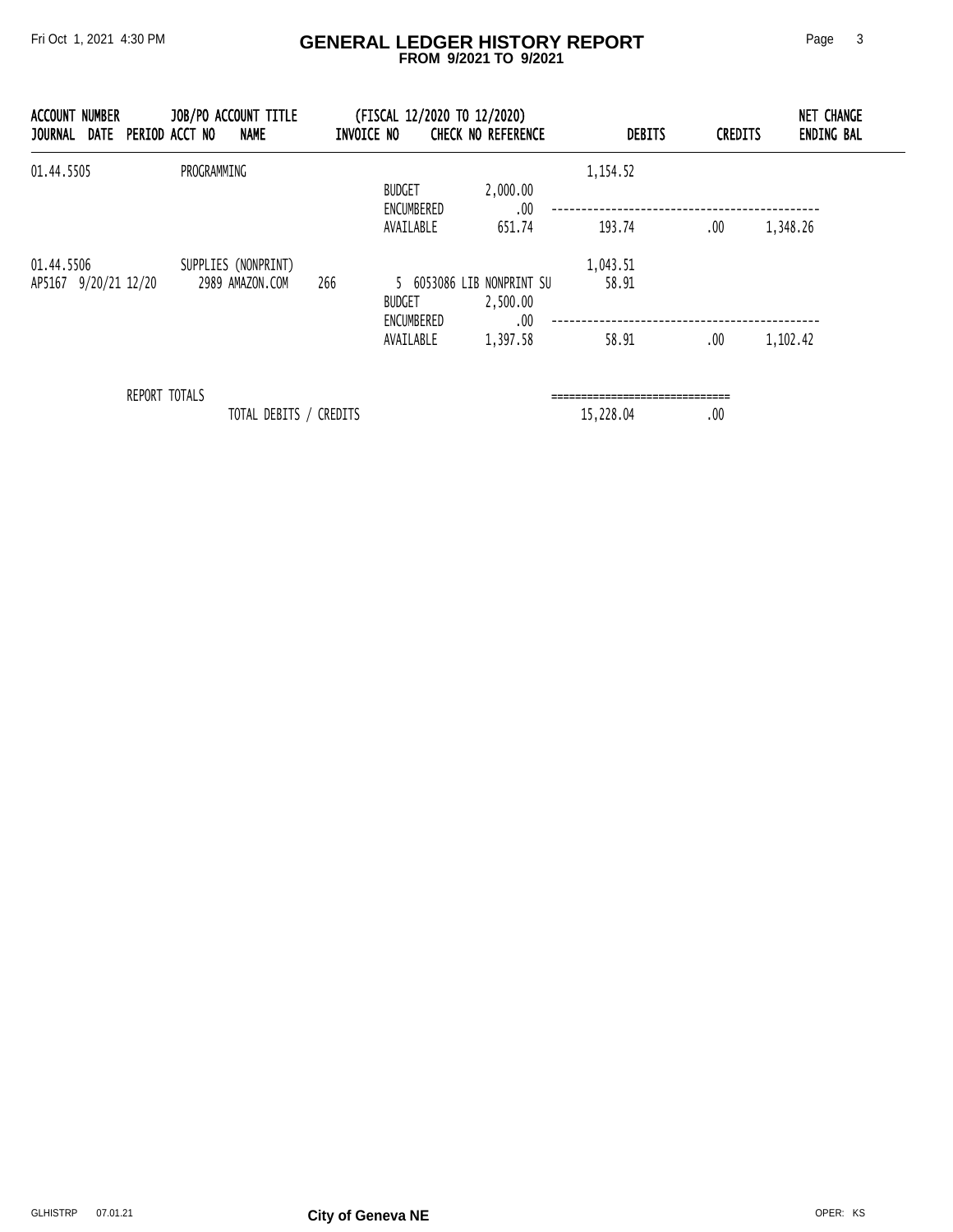# GENERAL LEDGER HISTORY REPORT

**FROM 9/2021 TO 9/2021**

| ACCOUNT NUMBER | JOB/PO ACCOUNT TITLE | (FISCAL 12/2020 TO 12/2020) | | | | | NET CHANGE |
|---|---|---|---|---|---|---|---|
| JOURNAL DATE PERIOD | ACCT NO NAME | INVOICE NO | CHECK NO REFERENCE | | DEBITS | CREDITS | ENDING BAL |
| 01.44.5505 | PROGRAMMING | | | | 1,154.52 | | |
| | | | BUDGET | 2,000.00 | | | |
| | | | ENCUMBERED | .00 | | | |
| | | | AVAILABLE | 651.74 | 193.74 | .00 | 1,348.26 |
| 01.44.5506 | SUPPLIES (NONPRINT) | | | | 1,043.51 | | |
| AP5167 9/20/21 12/20 | 2989 AMAZON.COM | 266 | 5 6053086 LIB NONPRINT SU | | 58.91 | | |
| | | | BUDGET | 2,500.00 | | | |
| | | | ENCUMBERED | .00 | | | |
| | | | AVAILABLE | 1,397.58 | 58.91 | .00 | 1,102.42 |

| REPORT TOTALS | DEBITS | CREDITS |
|---|---|---|
| TOTAL DEBITS / CREDITS | 15,228.04 | .00 |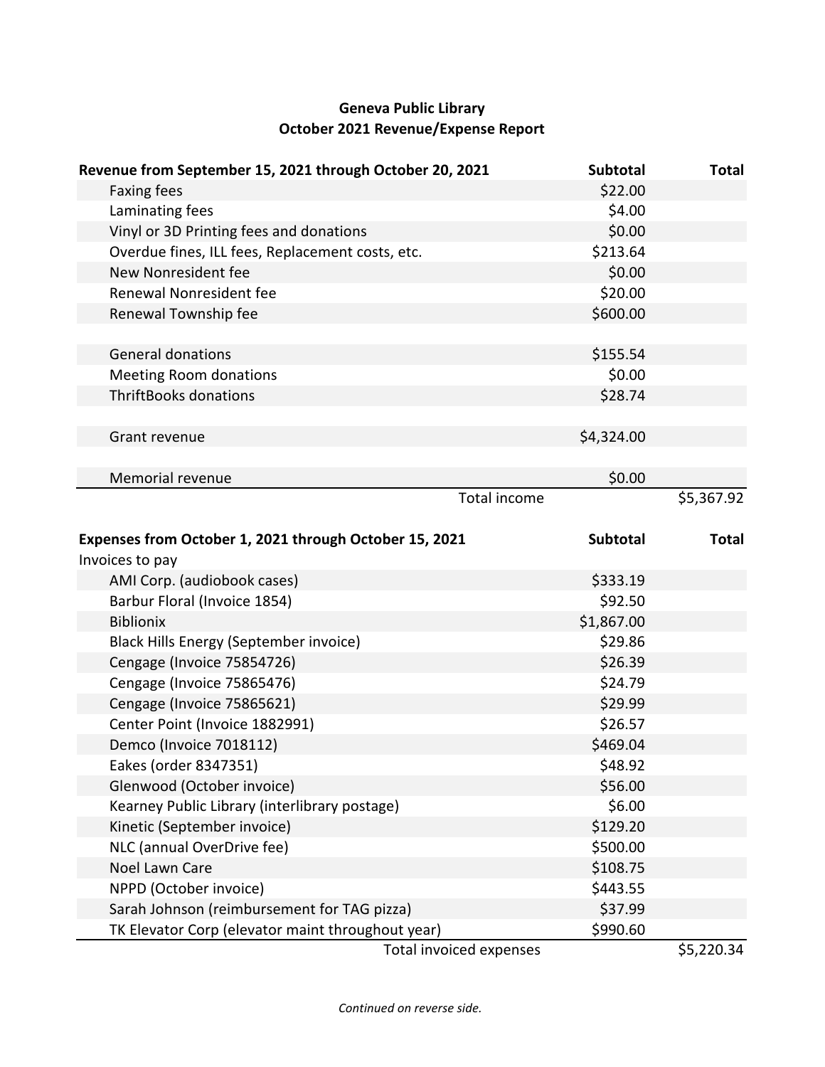**Geneva Public Library**
**October 2021 Revenue/Expense Report**

| Revenue from September 15, 2021 through October 20, 2021 | Subtotal | Total |
|---|---|---|
| Faxing fees | $22.00 | |
| Laminating fees | $4.00 | |
| Vinyl or 3D Printing fees and donations | $0.00 | |
| Overdue fines, ILL fees, Replacement costs, etc. | $213.64 | |
| New Nonresident fee | $0.00 | |
| Renewal Nonresident fee | $20.00 | |
| Renewal Township fee | $600.00 | |
| | | |
| General donations | $155.54 | |
| Meeting Room donations | $0.00 | |
| ThriftBooks donations | $28.74 | |
| | | |
| Grant revenue | $4,324.00 | |
| | | |
| Memorial revenue | $0.00 | |
| Total income | | $5,367.92 |

| Expenses from October 1, 2021 through October 15, 2021 | Subtotal | Total |
|---|---|---|
| Invoices to pay | | |
| AMI Corp. (audiobook cases) | $333.19 | |
| Barbur Floral (Invoice 1854) | $92.50 | |
| Biblionix | $1,867.00 | |
| Black Hills Energy (September invoice) | $29.86 | |
| Cengage (Invoice 75854726) | $26.39 | |
| Cengage (Invoice 75865476) | $24.79 | |
| Cengage (Invoice 75865621) | $29.99 | |
| Center Point (Invoice 1882991) | $26.57 | |
| Demco (Invoice 7018112) | $469.04 | |
| Eakes (order 8347351) | $48.92 | |
| Glenwood (October invoice) | $56.00 | |
| Kearney Public Library (interlibrary postage) | $6.00 | |
| Kinetic (September invoice) | $129.20 | |
| NLC (annual OverDrive fee) | $500.00 | |
| Noel Lawn Care | $108.75 | |
| NPPD (October invoice) | $443.55 | |
| Sarah Johnson (reimbursement for TAG pizza) | $37.99 | |
| TK Elevator Corp (elevator maint throughout year) | $990.60 | |
| Total invoiced expenses | | $5,220.34 |

*Continued on reverse side.*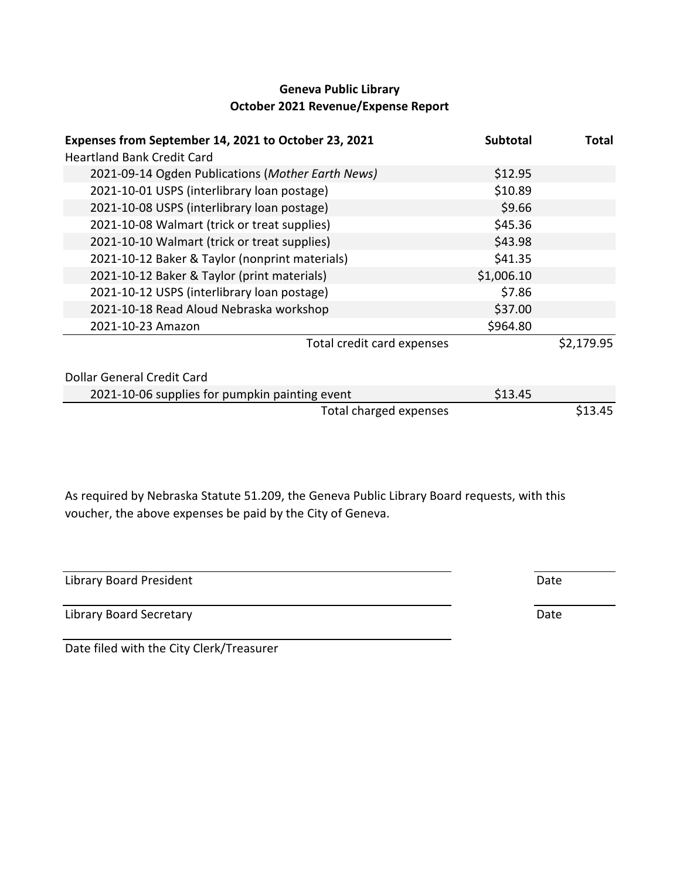**Geneva Public Library**
**October 2021 Revenue/Expense Report**

| **Expenses from September 14, 2021 to October 23, 2021** | **Subtotal** | **Total** |
|---|---|---|
| Heartland Bank Credit Card | | |
| 2021-09-14 Ogden Publications (*Mother Earth News)* | $12.95 | |
| 2021-10-01 USPS (interlibrary loan postage) | $10.89 | |
| 2021-10-08 USPS (interlibrary loan postage) | $9.66 | |
| 2021-10-08 Walmart (trick or treat supplies) | $45.36 | |
| 2021-10-10 Walmart (trick or treat supplies) | $43.98 | |
| 2021-10-12 Baker & Taylor (nonprint materials) | $41.35 | |
| 2021-10-12 Baker & Taylor (print materials) | $1,006.10 | |
| 2021-10-12 USPS (interlibrary loan postage) | $7.86 | |
| 2021-10-18 Read Aloud Nebraska workshop | $37.00 | |
| 2021-10-23 Amazon | $964.80 | |
| Total credit card expenses | | $2,179.95 |
| | | |
| Dollar General Credit Card | | |
| 2021-10-06 supplies for pumpkin painting event | $13.45 | |
| Total charged expenses | | $13.45 |

As required by Nebraska Statute 51.209, the Geneva Public Library Board requests, with this voucher, the above expenses be paid by the City of Geneva.

Library Board President &nbsp;&nbsp;&nbsp;&nbsp; Date

Library Board Secretary &nbsp;&nbsp;&nbsp;&nbsp; Date

Date filed with the City Clerk/Treasurer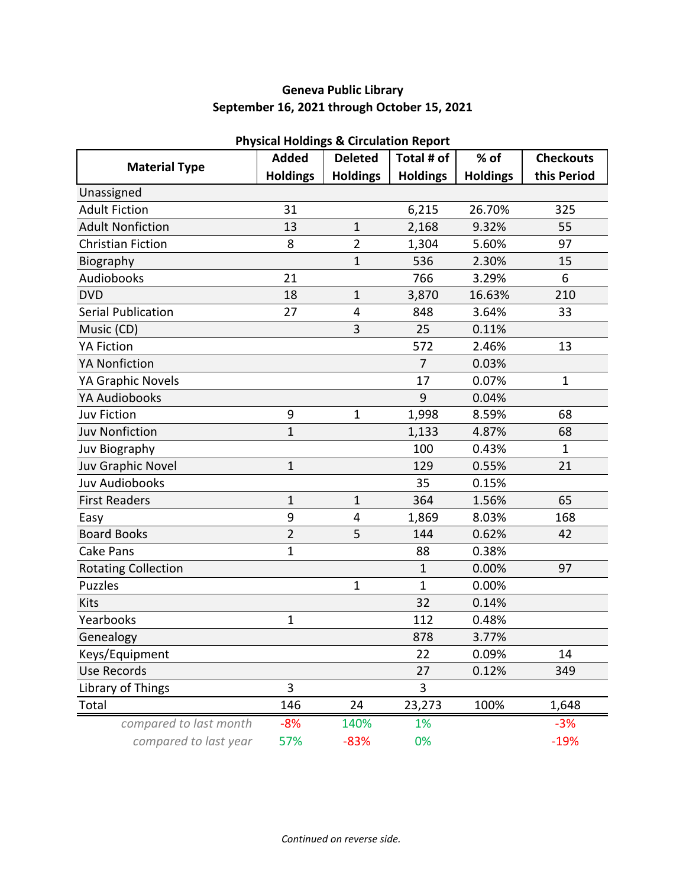**Geneva Public Library**
**September 16, 2021 through October 15, 2021**

**Physical Holdings & Circulation Report**

| Material Type | Added Holdings | Deleted Holdings | Total # of Holdings | % of Holdings | Checkouts this Period |
|---|---|---|---|---|---|
| Unassigned | | | | | |
| Adult Fiction | 31 | | 6,215 | 26.70% | 325 |
| Adult Nonfiction | 13 | 1 | 2,168 | 9.32% | 55 |
| Christian Fiction | 8 | 2 | 1,304 | 5.60% | 97 |
| Biography | | 1 | 536 | 2.30% | 15 |
| Audiobooks | 21 | | 766 | 3.29% | 6 |
| DVD | 18 | 1 | 3,870 | 16.63% | 210 |
| Serial Publication | 27 | 4 | 848 | 3.64% | 33 |
| Music (CD) | | 3 | 25 | 0.11% | |
| YA Fiction | | | 572 | 2.46% | 13 |
| YA Nonfiction | | | 7 | 0.03% | |
| YA Graphic Novels | | | 17 | 0.07% | 1 |
| YA Audiobooks | | | 9 | 0.04% | |
| Juv Fiction | 9 | 1 | 1,998 | 8.59% | 68 |
| Juv Nonfiction | 1 | | 1,133 | 4.87% | 68 |
| Juv Biography | | | 100 | 0.43% | 1 |
| Juv Graphic Novel | 1 | | 129 | 0.55% | 21 |
| Juv Audiobooks | | | 35 | 0.15% | |
| First Readers | 1 | 1 | 364 | 1.56% | 65 |
| Easy | 9 | 4 | 1,869 | 8.03% | 168 |
| Board Books | 2 | 5 | 144 | 0.62% | 42 |
| Cake Pans | 1 | | 88 | 0.38% | |
| Rotating Collection | | | 1 | 0.00% | 97 |
| Puzzles | | 1 | 1 | 0.00% | |
| Kits | | | 32 | 0.14% | |
| Yearbooks | 1 | | 112 | 0.48% | |
| Genealogy | | | 878 | 3.77% | |
| Keys/Equipment | | | 22 | 0.09% | 14 |
| Use Records | | | 27 | 0.12% | 349 |
| Library of Things | 3 | | 3 | | |
| Total | 146 | 24 | 23,273 | 100% | 1,648 |
| *compared to last month* | -8% | 140% | 1% | | -3% |
| *compared to last year* | 57% | -83% | 0% | | -19% |

*Continued on reverse side.*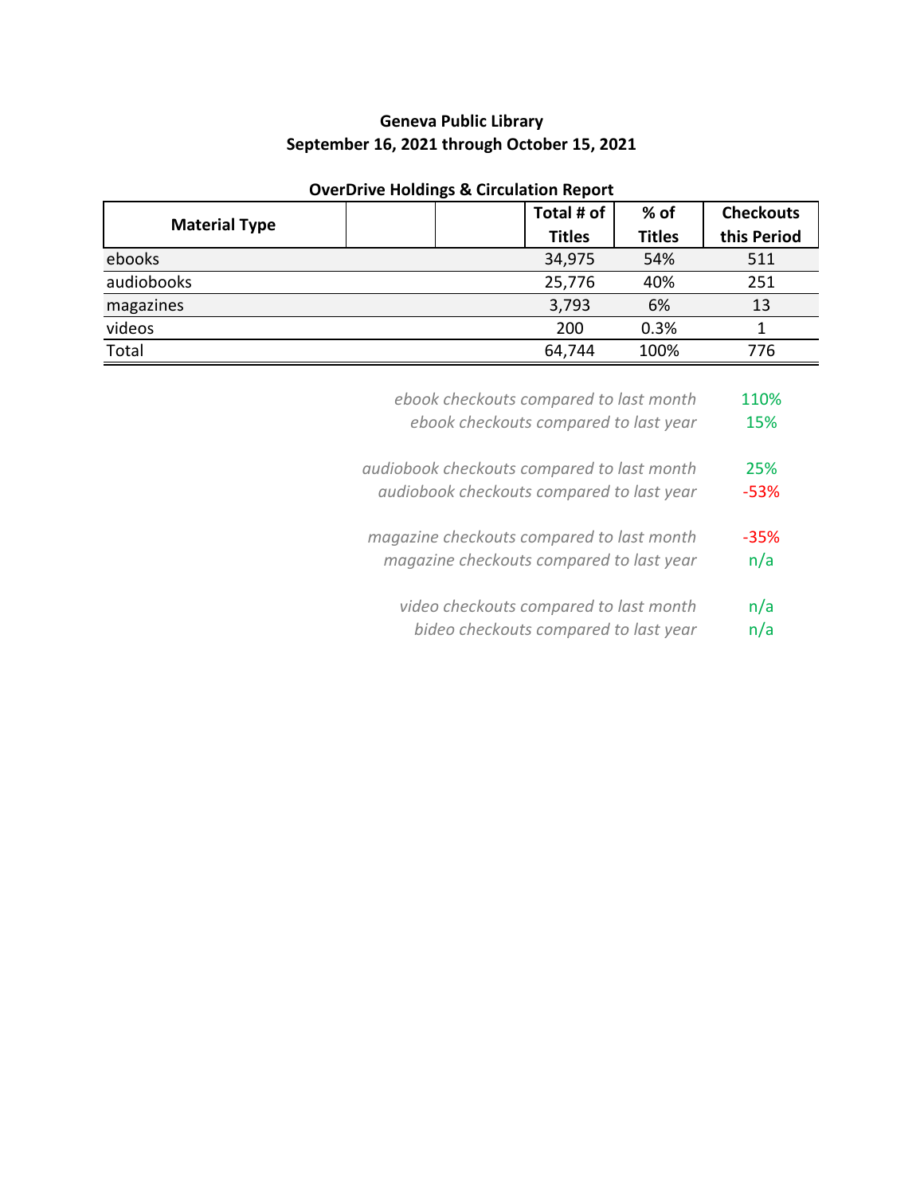**Geneva Public Library**
**September 16, 2021 through October 15, 2021**

**OverDrive Holdings & Circulation Report**

| Material Type | | | Total # of Titles | % of Titles | Checkouts this Period |
|---|---|---|---|---|---|
| ebooks | | | 34,975 | 54% | 511 |
| audiobooks | | | 25,776 | 40% | 251 |
| magazines | | | 3,793 | 6% | 13 |
| videos | | | 200 | 0.3% | 1 |
| Total | | | 64,744 | 100% | 776 |

| | |
|---|---|
| *ebook checkouts compared to last month* | 110% |
| *ebook checkouts compared to last year* | 15% |
| *audiobook checkouts compared to last month* | 25% |
| *audiobook checkouts compared to last year* | -53% |
| *magazine checkouts compared to last month* | -35% |
| *magazine checkouts compared to last year* | n/a |
| *video checkouts compared to last month* | n/a |
| *bideo checkouts compared to last year* | n/a |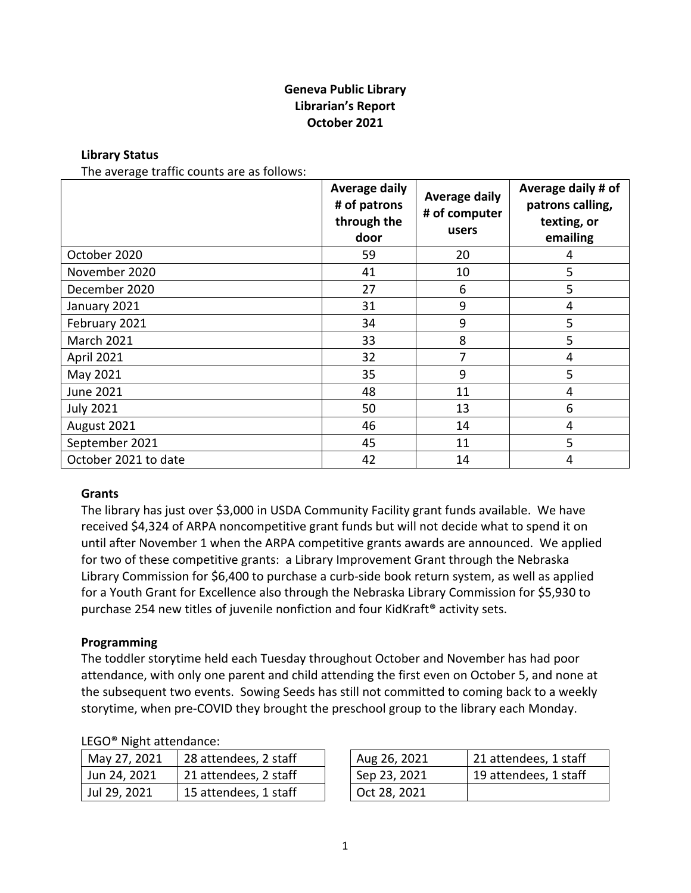**Geneva Public Library**
**Librarian's Report**
**October 2021**

**Library Status**

The average traffic counts are as follows:

| | Average daily # of patrons through the door | Average daily # of computer users | Average daily # of patrons calling, texting, or emailing |
|---|---|---|---|
| October 2020 | 59 | 20 | 4 |
| November 2020 | 41 | 10 | 5 |
| December 2020 | 27 | 6 | 5 |
| January 2021 | 31 | 9 | 4 |
| February 2021 | 34 | 9 | 5 |
| March 2021 | 33 | 8 | 5 |
| April 2021 | 32 | 7 | 4 |
| May 2021 | 35 | 9 | 5 |
| June 2021 | 48 | 11 | 4 |
| July 2021 | 50 | 13 | 6 |
| August 2021 | 46 | 14 | 4 |
| September 2021 | 45 | 11 | 5 |
| October 2021 to date | 42 | 14 | 4 |

**Grants**

The library has just over $3,000 in USDA Community Facility grant funds available. We have received $4,324 of ARPA noncompetitive grant funds but will not decide what to spend it on until after November 1 when the ARPA competitive grants awards are announced. We applied for two of these competitive grants: a Library Improvement Grant through the Nebraska Library Commission for $6,400 to purchase a curb-side book return system, as well as applied for a Youth Grant for Excellence also through the Nebraska Library Commission for $5,930 to purchase 254 new titles of juvenile nonfiction and four KidKraft® activity sets.

**Programming**

The toddler storytime held each Tuesday throughout October and November has had poor attendance, with only one parent and child attending the first even on October 5, and none at the subsequent two events. Sowing Seeds has still not committed to coming back to a weekly storytime, when pre-COVID they brought the preschool group to the library each Monday.

LEGO® Night attendance:

| | |
|---|---|
| May 27, 2021 | 28 attendees, 2 staff |
| Jun 24, 2021 | 21 attendees, 2 staff |
| Jul 29, 2021 | 15 attendees, 1 staff |

| | |
|---|---|
| Aug 26, 2021 | 21 attendees, 1 staff |
| Sep 23, 2021 | 19 attendees, 1 staff |
| Oct 28, 2021 | |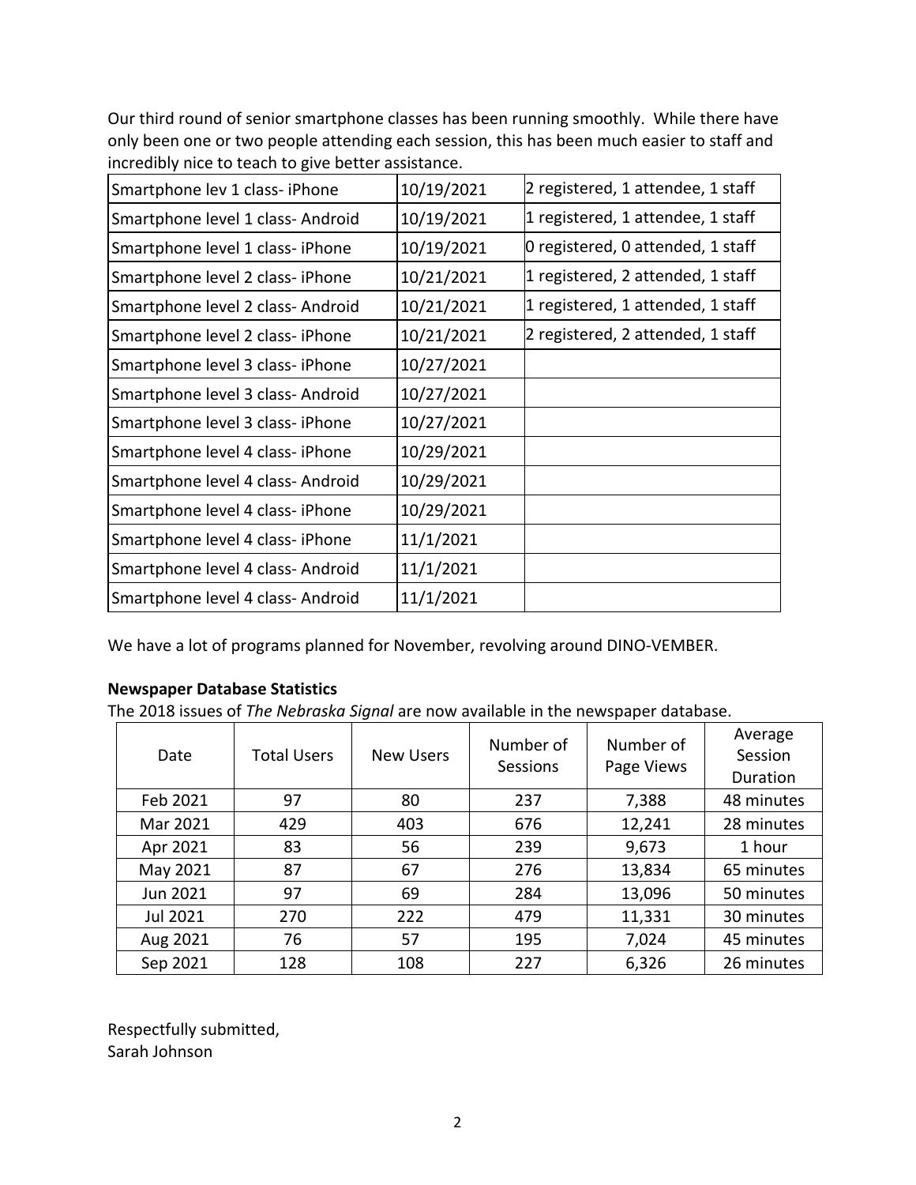Our third round of senior smartphone classes has been running smoothly. While there have only been one or two people attending each session, this has been much easier to staff and incredibly nice to teach to give better assistance.

| | | |
|---|---|---|
| Smartphone lev 1 class- iPhone | 10/19/2021 | 2 registered, 1 attendee, 1 staff |
| Smartphone level 1 class- Android | 10/19/2021 | 1 registered, 1 attendee, 1 staff |
| Smartphone level 1 class- iPhone | 10/19/2021 | 0 registered, 0 attended, 1 staff |
| Smartphone level 2 class- iPhone | 10/21/2021 | 1 registered, 2 attended, 1 staff |
| Smartphone level 2 class- Android | 10/21/2021 | 1 registered, 1 attended, 1 staff |
| Smartphone level 2 class- iPhone | 10/21/2021 | 2 registered, 2 attended, 1 staff |
| Smartphone level 3 class- iPhone | 10/27/2021 | |
| Smartphone level 3 class- Android | 10/27/2021 | |
| Smartphone level 3 class- iPhone | 10/27/2021 | |
| Smartphone level 4 class- iPhone | 10/29/2021 | |
| Smartphone level 4 class- Android | 10/29/2021 | |
| Smartphone level 4 class- iPhone | 10/29/2021 | |
| Smartphone level 4 class- iPhone | 11/1/2021 | |
| Smartphone level 4 class- Android | 11/1/2021 | |
| Smartphone level 4 class- Android | 11/1/2021 | |

We have a lot of programs planned for November, revolving around DINO-VEMBER.

**Newspaper Database Statistics**

The 2018 issues of *The Nebraska Signal* are now available in the newspaper database.

| Date | Total Users | New Users | Number of Sessions | Number of Page Views | Average Session Duration |
|---|---|---|---|---|---|
| Feb 2021 | 97 | 80 | 237 | 7,388 | 48 minutes |
| Mar 2021 | 429 | 403 | 676 | 12,241 | 28 minutes |
| Apr 2021 | 83 | 56 | 239 | 9,673 | 1 hour |
| May 2021 | 87 | 67 | 276 | 13,834 | 65 minutes |
| Jun 2021 | 97 | 69 | 284 | 13,096 | 50 minutes |
| Jul 2021 | 270 | 222 | 479 | 11,331 | 30 minutes |
| Aug 2021 | 76 | 57 | 195 | 7,024 | 45 minutes |
| Sep 2021 | 128 | 108 | 227 | 6,326 | 26 minutes |

Respectfully submitted,
Sarah Johnson